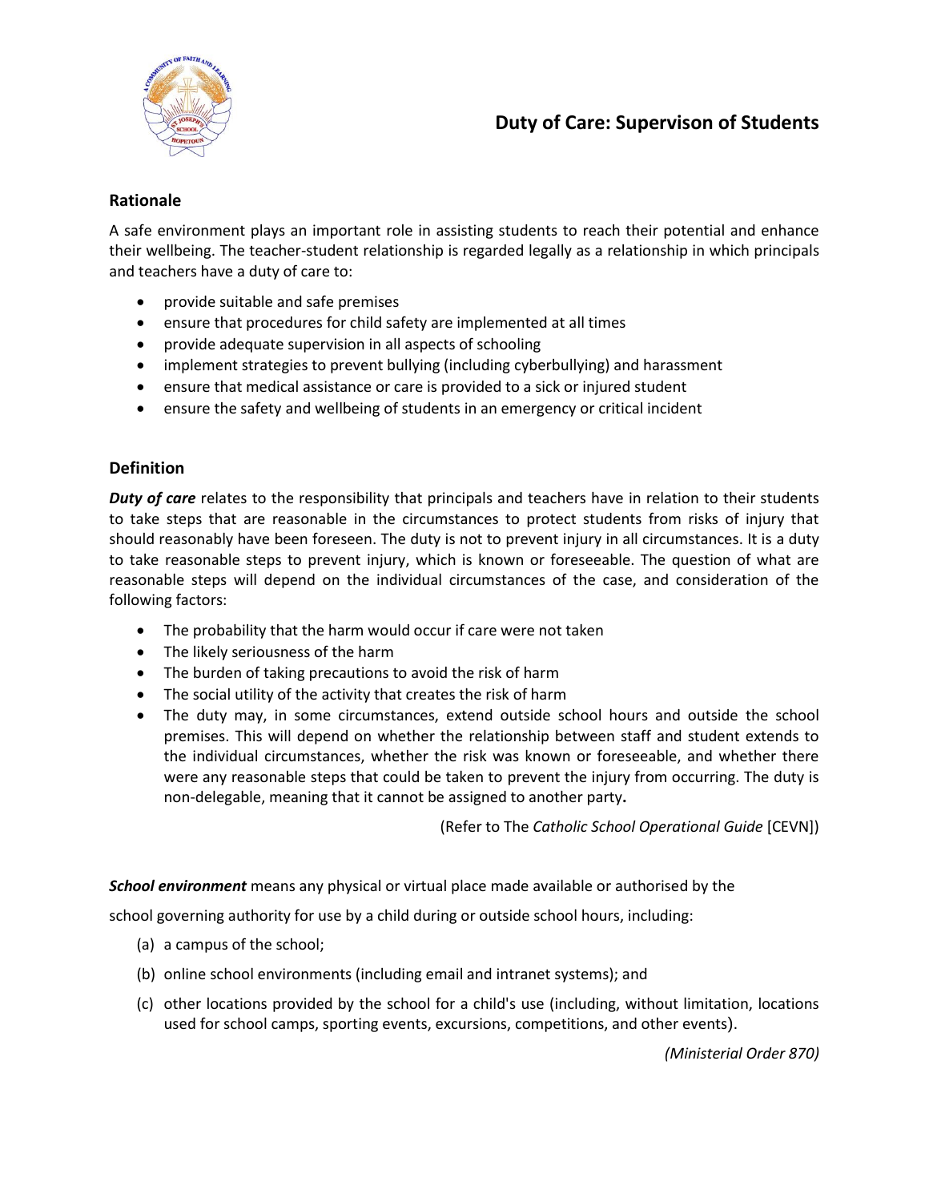# Duty of Care: Supervison of Students

## Rationale

A safe environment plays an important role in assisting students to reach their potential and enhance their wellbeing. The teacher-student relationship is regarded legally as a relationship in which principals and teachers have a duty of care to:

- provide suitable and safe premises
- ensure that procedures for child safety are implemented at all times
- provide adequate supervision in all aspects of schooling
- implement strategies to prevent bullying (including cyberbullying) and harassment
- ensure that medical assistance or care is provided to a sick or injured student
- ensure the safety and wellbeing of students in an emergency or critical incident

## Definition

***Duty of care*** relates to the responsibility that principals and teachers have in relation to their students to take steps that are reasonable in the circumstances to protect students from risks of injury that should reasonably have been foreseen. The duty is not to prevent injury in all circumstances. It is a duty to take reasonable steps to prevent injury, which is known or foreseeable. The question of what are reasonable steps will depend on the individual circumstances of the case, and consideration of the following factors:

- The probability that the harm would occur if care were not taken
- The likely seriousness of the harm
- The burden of taking precautions to avoid the risk of harm
- The social utility of the activity that creates the risk of harm
- The duty may, in some circumstances, extend outside school hours and outside the school premises. This will depend on whether the relationship between staff and student extends to the individual circumstances, whether the risk was known or foreseeable, and whether there were any reasonable steps that could be taken to prevent the injury from occurring. The duty is non-delegable, meaning that it cannot be assigned to another party.

(Refer to The *Catholic School Operational Guide* [CEVN])

***School environment*** means any physical or virtual place made available or authorised by the school governing authority for use by a child during or outside school hours, including:

(a) a campus of the school;

(b) online school environments (including email and intranet systems); and

(c) other locations provided by the school for a child's use (including, without limitation, locations used for school camps, sporting events, excursions, competitions, and other events).

*(Ministerial Order 870)*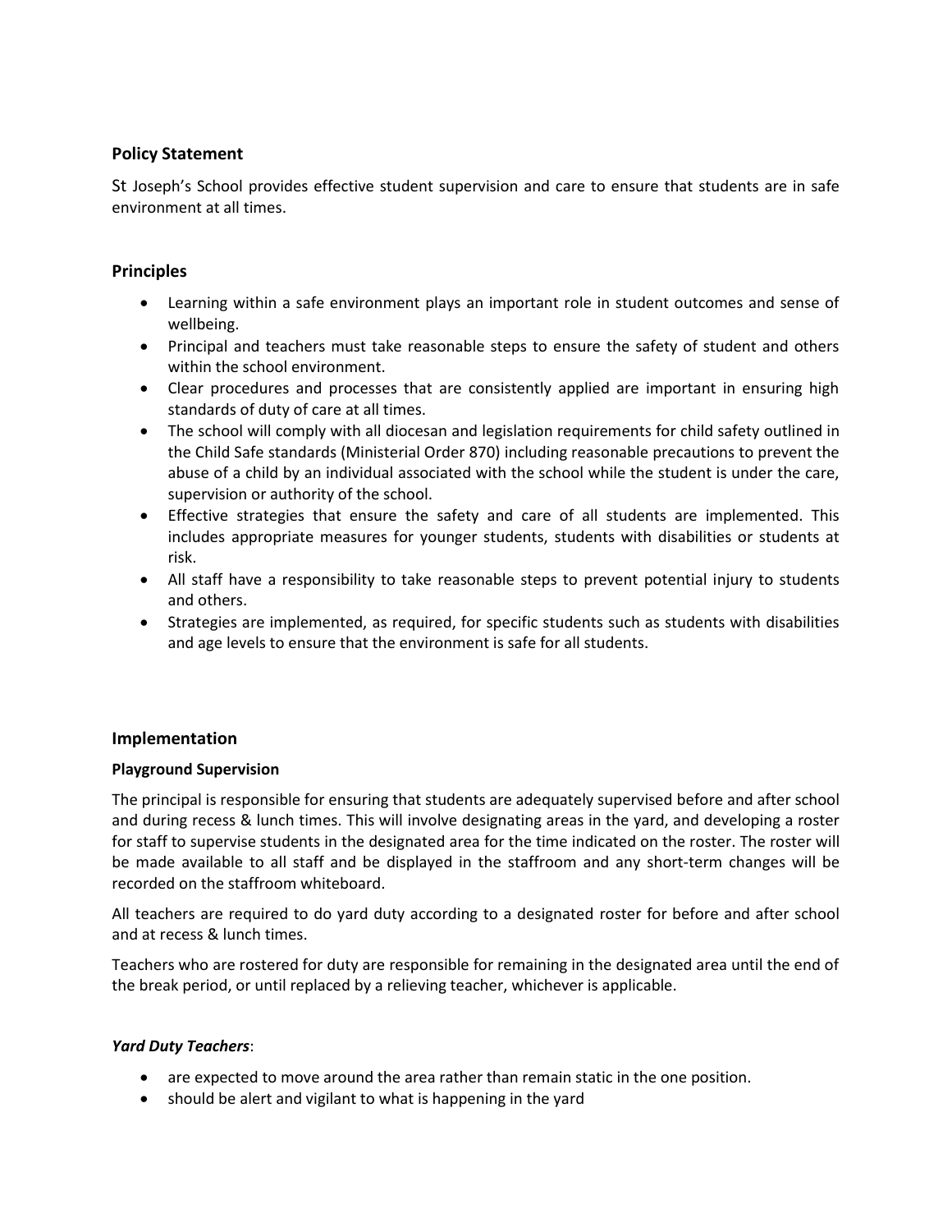## Policy Statement

St Joseph's School provides effective student supervision and care to ensure that students are in safe environment at all times.

## Principles

- Learning within a safe environment plays an important role in student outcomes and sense of wellbeing.
- Principal and teachers must take reasonable steps to ensure the safety of student and others within the school environment.
- Clear procedures and processes that are consistently applied are important in ensuring high standards of duty of care at all times.
- The school will comply with all diocesan and legislation requirements for child safety outlined in the Child Safe standards (Ministerial Order 870) including reasonable precautions to prevent the abuse of a child by an individual associated with the school while the student is under the care, supervision or authority of the school.
- Effective strategies that ensure the safety and care of all students are implemented. This includes appropriate measures for younger students, students with disabilities or students at risk.
- All staff have a responsibility to take reasonable steps to prevent potential injury to students and others.
- Strategies are implemented, as required, for specific students such as students with disabilities and age levels to ensure that the environment is safe for all students.

## Implementation

### Playground Supervision

The principal is responsible for ensuring that students are adequately supervised before and after school and during recess & lunch times. This will involve designating areas in the yard, and developing a roster for staff to supervise students in the designated area for the time indicated on the roster. The roster will be made available to all staff and be displayed in the staffroom and any short-term changes will be recorded on the staffroom whiteboard.

All teachers are required to do yard duty according to a designated roster for before and after school and at recess & lunch times.

Teachers who are rostered for duty are responsible for remaining in the designated area until the end of the break period, or until replaced by a relieving teacher, whichever is applicable.

***Yard Duty Teachers***:

- are expected to move around the area rather than remain static in the one position.
- should be alert and vigilant to what is happening in the yard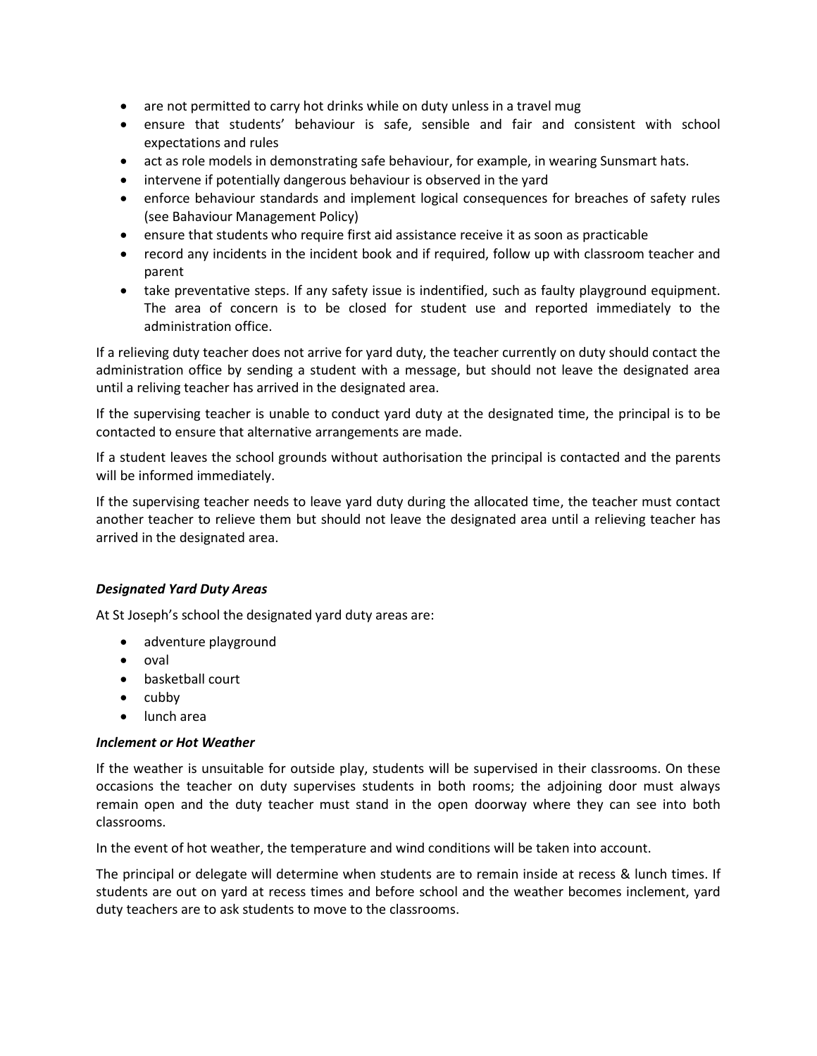- are not permitted to carry hot drinks while on duty unless in a travel mug
- ensure that students' behaviour is safe, sensible and fair and consistent with school expectations and rules
- act as role models in demonstrating safe behaviour, for example, in wearing Sunsmart hats.
- intervene if potentially dangerous behaviour is observed in the yard
- enforce behaviour standards and implement logical consequences for breaches of safety rules (see Bahaviour Management Policy)
- ensure that students who require first aid assistance receive it as soon as practicable
- record any incidents in the incident book and if required, follow up with classroom teacher and parent
- take preventative steps. If any safety issue is indentified, such as faulty playground equipment. The area of concern is to be closed for student use and reported immediately to the administration office.

If a relieving duty teacher does not arrive for yard duty, the teacher currently on duty should contact the administration office by sending a student with a message, but should not leave the designated area until a reliving teacher has arrived in the designated area.

If the supervising teacher is unable to conduct yard duty at the designated time, the principal is to be contacted to ensure that alternative arrangements are made.

If a student leaves the school grounds without authorisation the principal is contacted and the parents will be informed immediately.

If the supervising teacher needs to leave yard duty during the allocated time, the teacher must contact another teacher to relieve them but should not leave the designated area until a relieving teacher has arrived in the designated area.

***Designated Yard Duty Areas***

At St Joseph's school the designated yard duty areas are:

- adventure playground
- oval
- basketball court
- cubby
- lunch area

***Inclement or Hot Weather***

If the weather is unsuitable for outside play, students will be supervised in their classrooms. On these occasions the teacher on duty supervises students in both rooms; the adjoining door must always remain open and the duty teacher must stand in the open doorway where they can see into both classrooms.

In the event of hot weather, the temperature and wind conditions will be taken into account.

The principal or delegate will determine when students are to remain inside at recess & lunch times. If students are out on yard at recess times and before school and the weather becomes inclement, yard duty teachers are to ask students to move to the classrooms.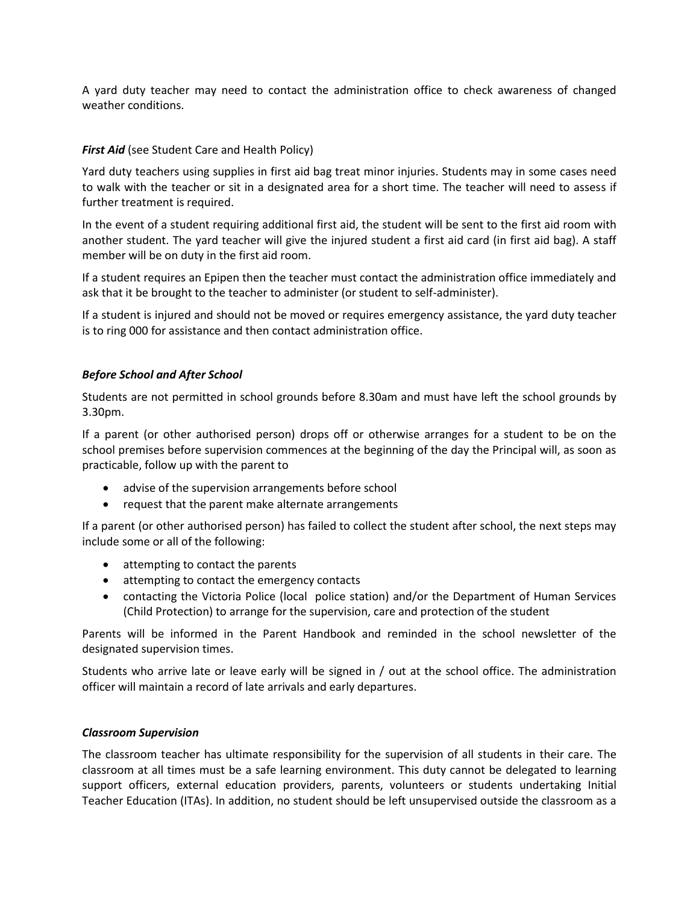A yard duty teacher may need to contact the administration office to check awareness of changed weather conditions.

***First Aid*** (see Student Care and Health Policy)

Yard duty teachers using supplies in first aid bag treat minor injuries. Students may in some cases need to walk with the teacher or sit in a designated area for a short time. The teacher will need to assess if further treatment is required.

In the event of a student requiring additional first aid, the student will be sent to the first aid room with another student. The yard teacher will give the injured student a first aid card (in first aid bag). A staff member will be on duty in the first aid room.

If a student requires an Epipen then the teacher must contact the administration office immediately and ask that it be brought to the teacher to administer (or student to self-administer).

If a student is injured and should not be moved or requires emergency assistance, the yard duty teacher is to ring 000 for assistance and then contact administration office.

***Before School and After School***

Students are not permitted in school grounds before 8.30am and must have left the school grounds by 3.30pm.

If a parent (or other authorised person) drops off or otherwise arranges for a student to be on the school premises before supervision commences at the beginning of the day the Principal will, as soon as practicable, follow up with the parent to

- advise of the supervision arrangements before school
- request that the parent make alternate arrangements

If a parent (or other authorised person) has failed to collect the student after school, the next steps may include some or all of the following:

- attempting to contact the parents
- attempting to contact the emergency contacts
- contacting the Victoria Police (local police station) and/or the Department of Human Services (Child Protection) to arrange for the supervision, care and protection of the student

Parents will be informed in the Parent Handbook and reminded in the school newsletter of the designated supervision times.

Students who arrive late or leave early will be signed in / out at the school office. The administration officer will maintain a record of late arrivals and early departures.

***Classroom Supervision***

The classroom teacher has ultimate responsibility for the supervision of all students in their care. The classroom at all times must be a safe learning environment. This duty cannot be delegated to learning support officers, external education providers, parents, volunteers or students undertaking Initial Teacher Education (ITAs). In addition, no student should be left unsupervised outside the classroom as a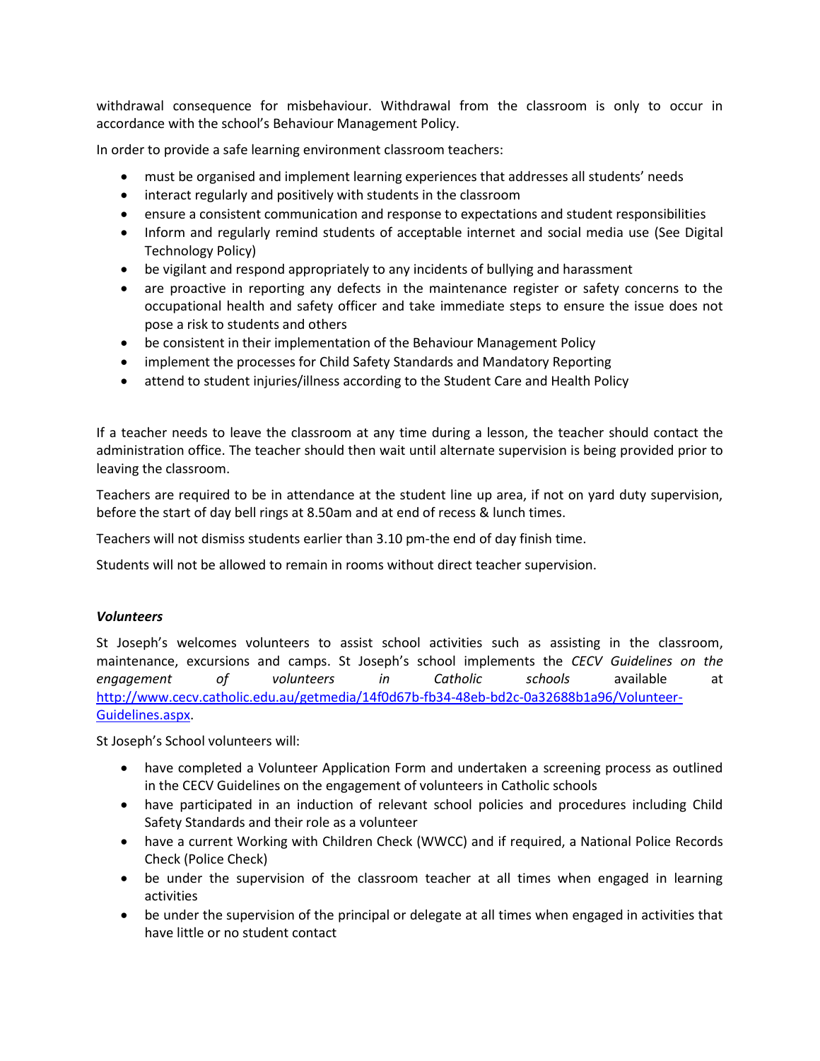withdrawal consequence for misbehaviour. Withdrawal from the classroom is only to occur in accordance with the school's Behaviour Management Policy.

In order to provide a safe learning environment classroom teachers:

- must be organised and implement learning experiences that addresses all students' needs
- interact regularly and positively with students in the classroom
- ensure a consistent communication and response to expectations and student responsibilities
- Inform and regularly remind students of acceptable internet and social media use (See Digital Technology Policy)
- be vigilant and respond appropriately to any incidents of bullying and harassment
- are proactive in reporting any defects in the maintenance register or safety concerns to the occupational health and safety officer and take immediate steps to ensure the issue does not pose a risk to students and others
- be consistent in their implementation of the Behaviour Management Policy
- implement the processes for Child Safety Standards and Mandatory Reporting
- attend to student injuries/illness according to the Student Care and Health Policy

If a teacher needs to leave the classroom at any time during a lesson, the teacher should contact the administration office. The teacher should then wait until alternate supervision is being provided prior to leaving the classroom.

Teachers are required to be in attendance at the student line up area, if not on yard duty supervision, before the start of day bell rings at 8.50am and at end of recess & lunch times.

Teachers will not dismiss students earlier than 3.10 pm-the end of day finish time.

Students will not be allowed to remain in rooms without direct teacher supervision.

***Volunteers***

St Joseph's welcomes volunteers to assist school activities such as assisting in the classroom, maintenance, excursions and camps. St Joseph's school implements the *CECV Guidelines on the engagement of volunteers in Catholic schools* available at [http://www.cecv.catholic.edu.au/getmedia/14f0d67b-fb34-48eb-bd2c-0a32688b1a96/Volunteer-Guidelines.aspx](http://www.cecv.catholic.edu.au/getmedia/14f0d67b-fb34-48eb-bd2c-0a32688b1a96/Volunteer-Guidelines.aspx).

St Joseph's School volunteers will:

- have completed a Volunteer Application Form and undertaken a screening process as outlined in the CECV Guidelines on the engagement of volunteers in Catholic schools
- have participated in an induction of relevant school policies and procedures including Child Safety Standards and their role as a volunteer
- have a current Working with Children Check (WWCC) and if required, a National Police Records Check (Police Check)
- be under the supervision of the classroom teacher at all times when engaged in learning activities
- be under the supervision of the principal or delegate at all times when engaged in activities that have little or no student contact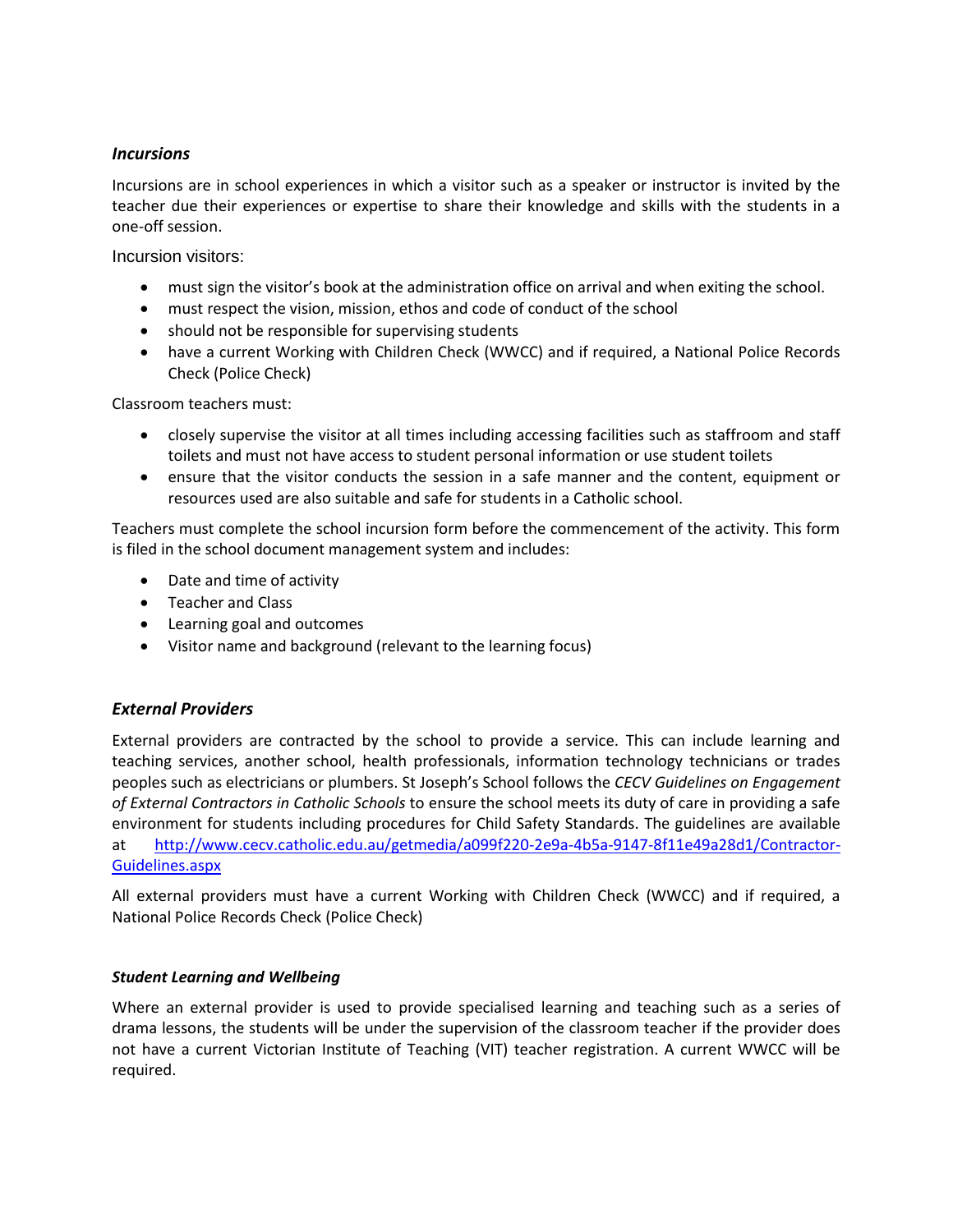### *Incursions*

Incursions are in school experiences in which a visitor such as a speaker or instructor is invited by the teacher due their experiences or expertise to share their knowledge and skills with the students in a one-off session.

Incursion visitors:

- must sign the visitor's book at the administration office on arrival and when exiting the school.
- must respect the vision, mission, ethos and code of conduct of the school
- should not be responsible for supervising students
- have a current Working with Children Check (WWCC) and if required, a National Police Records Check (Police Check)

Classroom teachers must:

- closely supervise the visitor at all times including accessing facilities such as staffroom and staff toilets and must not have access to student personal information or use student toilets
- ensure that the visitor conducts the session in a safe manner and the content, equipment or resources used are also suitable and safe for students in a Catholic school.

Teachers must complete the school incursion form before the commencement of the activity. This form is filed in the school document management system and includes:

- Date and time of activity
- Teacher and Class
- Learning goal and outcomes
- Visitor name and background (relevant to the learning focus)

## *External Providers*

External providers are contracted by the school to provide a service. This can include learning and teaching services, another school, health professionals, information technology technicians or trades peoples such as electricians or plumbers. St Joseph's School follows the *CECV Guidelines on Engagement of External Contractors in Catholic Schools* to ensure the school meets its duty of care in providing a safe environment for students including procedures for Child Safety Standards. The guidelines are available at http://www.cecv.catholic.edu.au/getmedia/a099f220-2e9a-4b5a-9147-8f11e49a28d1/Contractor-Guidelines.aspx

All external providers must have a current Working with Children Check (WWCC) and if required, a National Police Records Check (Police Check)

### *Student Learning and Wellbeing*

Where an external provider is used to provide specialised learning and teaching such as a series of drama lessons, the students will be under the supervision of the classroom teacher if the provider does not have a current Victorian Institute of Teaching (VIT) teacher registration. A current WWCC will be required.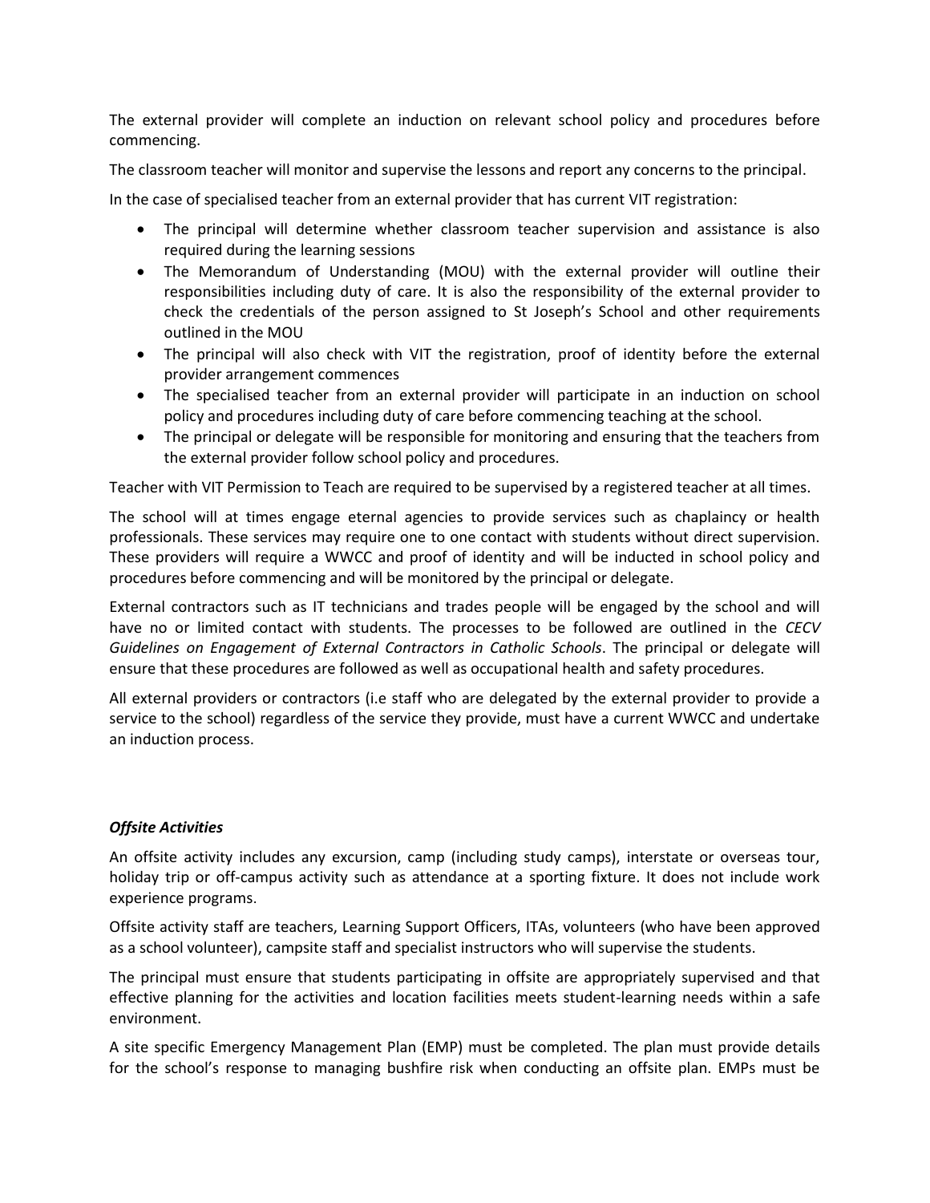The external provider will complete an induction on relevant school policy and procedures before commencing.

The classroom teacher will monitor and supervise the lessons and report any concerns to the principal.

In the case of specialised teacher from an external provider that has current VIT registration:

- The principal will determine whether classroom teacher supervision and assistance is also required during the learning sessions
- The Memorandum of Understanding (MOU) with the external provider will outline their responsibilities including duty of care. It is also the responsibility of the external provider to check the credentials of the person assigned to St Joseph's School and other requirements outlined in the MOU
- The principal will also check with VIT the registration, proof of identity before the external provider arrangement commences
- The specialised teacher from an external provider will participate in an induction on school policy and procedures including duty of care before commencing teaching at the school.
- The principal or delegate will be responsible for monitoring and ensuring that the teachers from the external provider follow school policy and procedures.

Teacher with VIT Permission to Teach are required to be supervised by a registered teacher at all times.

The school will at times engage eternal agencies to provide services such as chaplaincy or health professionals. These services may require one to one contact with students without direct supervision. These providers will require a WWCC and proof of identity and will be inducted in school policy and procedures before commencing and will be monitored by the principal or delegate.

External contractors such as IT technicians and trades people will be engaged by the school and will have no or limited contact with students. The processes to be followed are outlined in the *CECV Guidelines on Engagement of External Contractors in Catholic Schools*. The principal or delegate will ensure that these procedures are followed as well as occupational health and safety procedures.

All external providers or contractors (i.e staff who are delegated by the external provider to provide a service to the school) regardless of the service they provide, must have a current WWCC and undertake an induction process.

***Offsite Activities***

An offsite activity includes any excursion, camp (including study camps), interstate or overseas tour, holiday trip or off-campus activity such as attendance at a sporting fixture. It does not include work experience programs.

Offsite activity staff are teachers, Learning Support Officers, ITAs, volunteers (who have been approved as a school volunteer), campsite staff and specialist instructors who will supervise the students.

The principal must ensure that students participating in offsite are appropriately supervised and that effective planning for the activities and location facilities meets student-learning needs within a safe environment.

A site specific Emergency Management Plan (EMP) must be completed. The plan must provide details for the school's response to managing bushfire risk when conducting an offsite plan. EMPs must be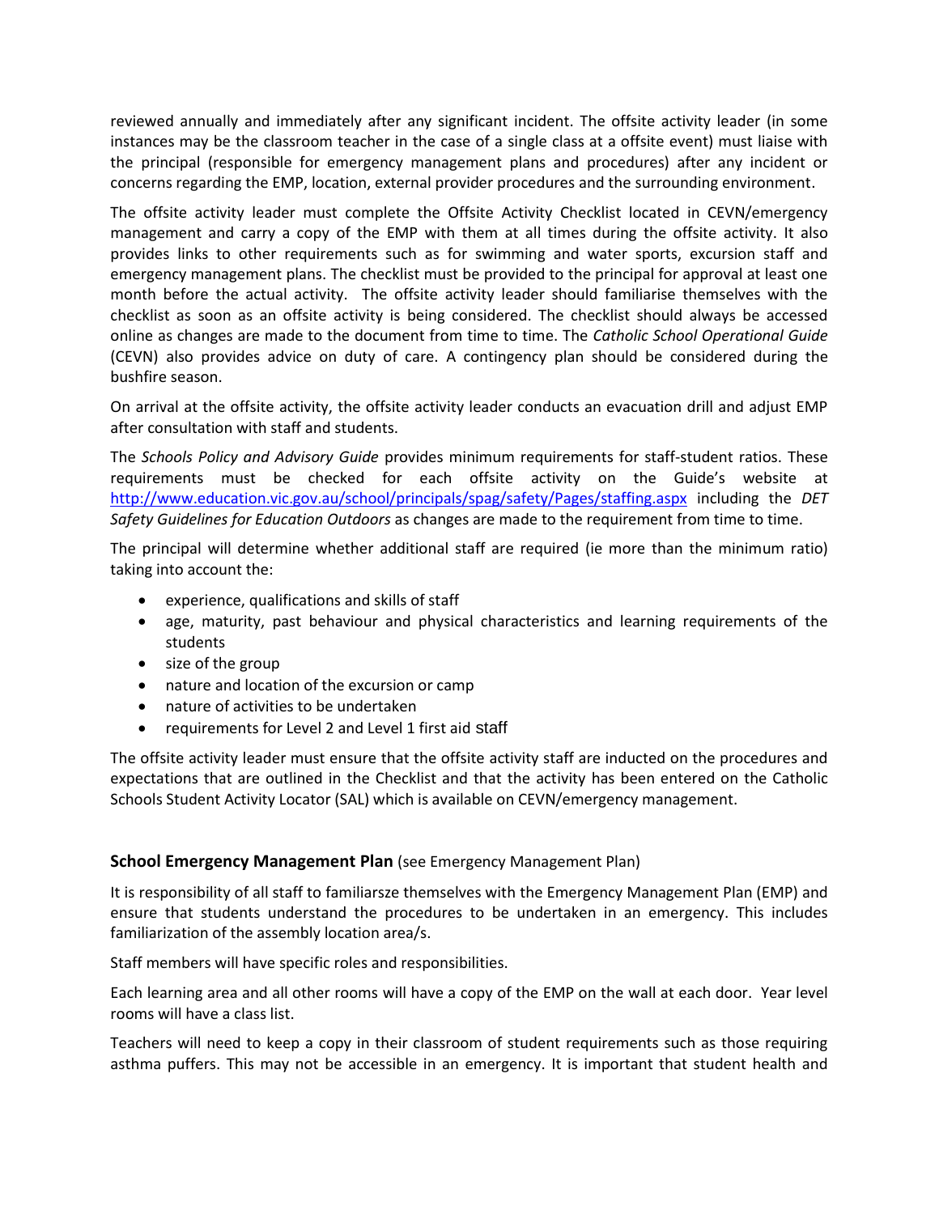reviewed annually and immediately after any significant incident. The offsite activity leader (in some instances may be the classroom teacher in the case of a single class at a offsite event) must liaise with the principal (responsible for emergency management plans and procedures) after any incident or concerns regarding the EMP, location, external provider procedures and the surrounding environment.

The offsite activity leader must complete the Offsite Activity Checklist located in CEVN/emergency management and carry a copy of the EMP with them at all times during the offsite activity. It also provides links to other requirements such as for swimming and water sports, excursion staff and emergency management plans. The checklist must be provided to the principal for approval at least one month before the actual activity. The offsite activity leader should familiarise themselves with the checklist as soon as an offsite activity is being considered. The checklist should always be accessed online as changes are made to the document from time to time. The *Catholic School Operational Guide* (CEVN) also provides advice on duty of care. A contingency plan should be considered during the bushfire season.

On arrival at the offsite activity, the offsite activity leader conducts an evacuation drill and adjust EMP after consultation with staff and students.

The *Schools Policy and Advisory Guide* provides minimum requirements for staff-student ratios. These requirements must be checked for each offsite activity on the Guide's website at http://www.education.vic.gov.au/school/principals/spag/safety/Pages/staffing.aspx including the *DET Safety Guidelines for Education Outdoors* as changes are made to the requirement from time to time.

The principal will determine whether additional staff are required (ie more than the minimum ratio) taking into account the:

- experience, qualifications and skills of staff
- age, maturity, past behaviour and physical characteristics and learning requirements of the students
- size of the group
- nature and location of the excursion or camp
- nature of activities to be undertaken
- requirements for Level 2 and Level 1 first aid staff

The offsite activity leader must ensure that the offsite activity staff are inducted on the procedures and expectations that are outlined in the Checklist and that the activity has been entered on the Catholic Schools Student Activity Locator (SAL) which is available on CEVN/emergency management.

**School Emergency Management Plan** (see Emergency Management Plan)

It is responsibility of all staff to familiarsze themselves with the Emergency Management Plan (EMP) and ensure that students understand the procedures to be undertaken in an emergency. This includes familiarization of the assembly location area/s.

Staff members will have specific roles and responsibilities.

Each learning area and all other rooms will have a copy of the EMP on the wall at each door. Year level rooms will have a class list.

Teachers will need to keep a copy in their classroom of student requirements such as those requiring asthma puffers. This may not be accessible in an emergency. It is important that student health and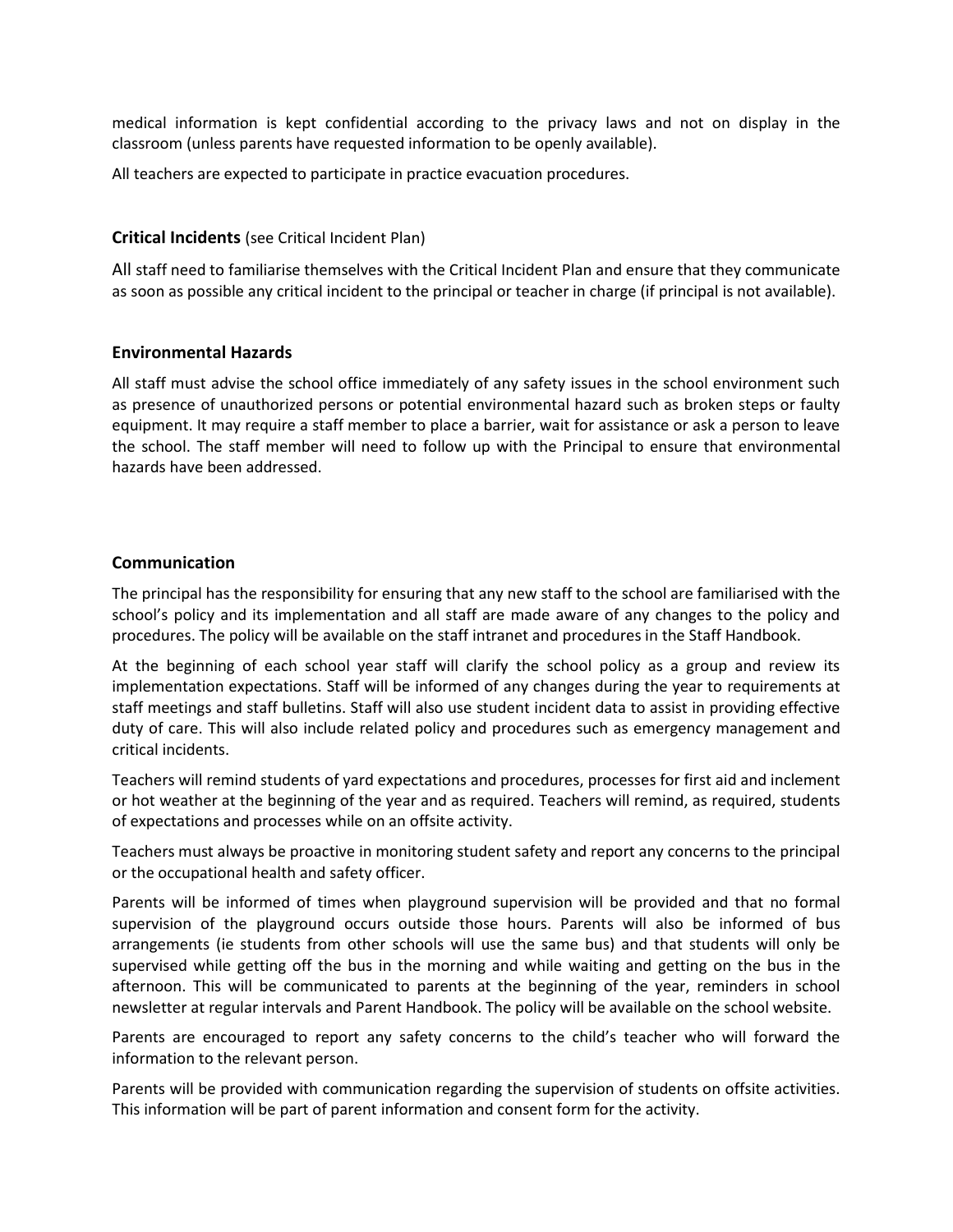medical information is kept confidential according to the privacy laws and not on display in the classroom (unless parents have requested information to be openly available).

All teachers are expected to participate in practice evacuation procedures.

### **Critical Incidents** (see Critical Incident Plan)

All staff need to familiarise themselves with the Critical Incident Plan and ensure that they communicate as soon as possible any critical incident to the principal or teacher in charge (if principal is not available).

### Environmental Hazards

All staff must advise the school office immediately of any safety issues in the school environment such as presence of unauthorized persons or potential environmental hazard such as broken steps or faulty equipment. It may require a staff member to place a barrier, wait for assistance or ask a person to leave the school. The staff member will need to follow up with the Principal to ensure that environmental hazards have been addressed.

### Communication

The principal has the responsibility for ensuring that any new staff to the school are familiarised with the school's policy and its implementation and all staff are made aware of any changes to the policy and procedures. The policy will be available on the staff intranet and procedures in the Staff Handbook.

At the beginning of each school year staff will clarify the school policy as a group and review its implementation expectations. Staff will be informed of any changes during the year to requirements at staff meetings and staff bulletins. Staff will also use student incident data to assist in providing effective duty of care. This will also include related policy and procedures such as emergency management and critical incidents.

Teachers will remind students of yard expectations and procedures, processes for first aid and inclement or hot weather at the beginning of the year and as required. Teachers will remind, as required, students of expectations and processes while on an offsite activity.

Teachers must always be proactive in monitoring student safety and report any concerns to the principal or the occupational health and safety officer.

Parents will be informed of times when playground supervision will be provided and that no formal supervision of the playground occurs outside those hours. Parents will also be informed of bus arrangements (ie students from other schools will use the same bus) and that students will only be supervised while getting off the bus in the morning and while waiting and getting on the bus in the afternoon. This will be communicated to parents at the beginning of the year, reminders in school newsletter at regular intervals and Parent Handbook. The policy will be available on the school website.

Parents are encouraged to report any safety concerns to the child's teacher who will forward the information to the relevant person.

Parents will be provided with communication regarding the supervision of students on offsite activities. This information will be part of parent information and consent form for the activity.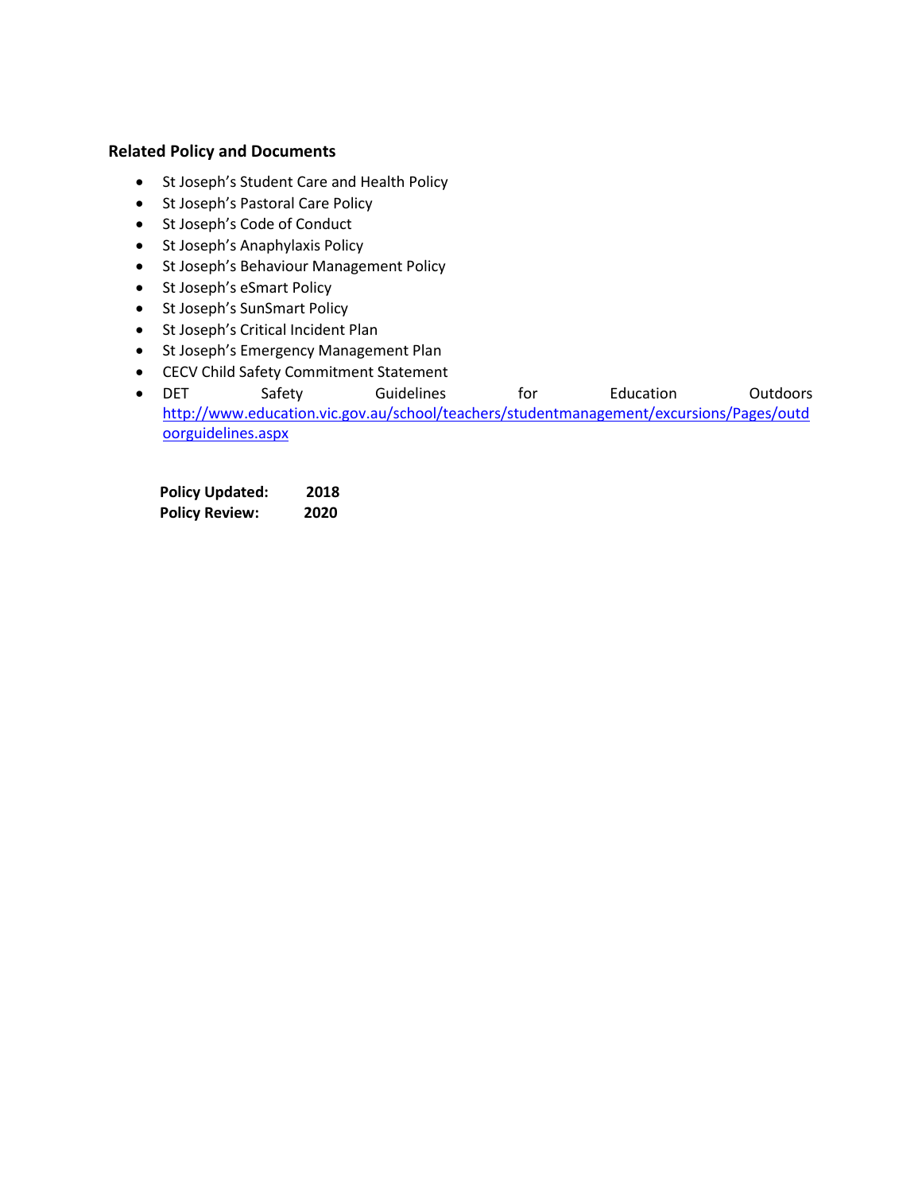**Related Policy and Documents**

- St Joseph's Student Care and Health Policy
- St Joseph's Pastoral Care Policy
- St Joseph's Code of Conduct
- St Joseph's Anaphylaxis Policy
- St Joseph's Behaviour Management Policy
- St Joseph's eSmart Policy
- St Joseph's SunSmart Policy
- St Joseph's Critical Incident Plan
- St Joseph's Emergency Management Plan
- CECV Child Safety Commitment Statement
- DET Safety Guidelines for Education Outdoors http://www.education.vic.gov.au/school/teachers/studentmanagement/excursions/Pages/outdoorguidelines.aspx

**Policy Updated: 2018**
**Policy Review: 2020**